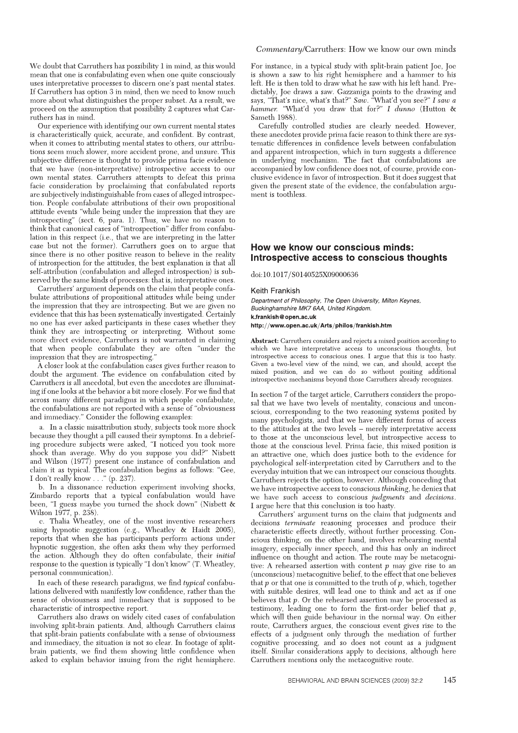We doubt that Carruthers has possibility 1 in mind, as this would mean that one is confabulating even when one quite consciously uses interpretative processes to discern one's past mental states. If Carruthers has option 3 in mind, then we need to know much more about what distinguishes the proper subset. As a result, we proceed on the assumption that possibility 2 captures what Carruthers has in mind.

Our experience with identifying our own current mental states is characteristically quick, accurate, and confident. By contrast, when it comes to attributing mental states to others, our attributions seem much slower, more accident prone, and unsure. This subjective difference is thought to provide prima facie evidence that we have (non-interpretative) introspective access to our own mental states. Carruthers attempts to defeat this prima facie consideration by proclaiming that confabulated reports are subjectively indistinguishable from cases of alleged introspection. People confabulate attributions of their own propositional attitude events "while being under the impression that they are introspecting" (sect. 6, para. 1). Thus, we have no reason to think that canonical cases of "introspection" differ from confabulation in this respect (i.e., that we are interpreting in the latter case but not the former). Carruthers goes on to argue that since there is no other positive reason to believe in the reality of introspection for the attitudes, the best explanation is that all self-attribution (confabulation and alleged introspection) is subserved by the same kinds of processes: that is, interpretative ones.

Carruthers' argument depends on the claim that people confabulate attributions of propositional attitudes while being under the impression that they are introspecting. But we are given no evidence that this has been systematically investigated. Certainly no one has ever asked participants in these cases whether they think they are introspecting or interpreting. Without some more direct evidence, Carruthers is not warranted in claiming that when people confabulate they are often "under the impression that they are introspecting."

A closer look at the confabulation cases gives further reason to doubt the argument. The evidence on confabulation cited by Carruthers is all anecdotal, but even the anecdotes are illuminating if one looks at the behavior a bit more closely. For we find that across many different paradigms in which people confabulate, the confabulations are not reported with a sense of "obviousness and immediacy." Consider the following examples:

a. In a classic misattribution study, subjects took more shock because they thought a pill caused their symptoms. In a debriefing procedure subjects were asked, "I noticed you took more shock than average. Why do you suppose you did?" Nisbett and Wilson (1977) present one instance of confabulation and claim it as typical. The confabulation begins as follows: "Gee, I don't really know . . ." (p. 237).

b. In a dissonance reduction experiment involving shocks, Zimbardo reports that a typical confabulation would have been, "I guess maybe you turned the shock down" (Nisbett & Wilson 1977, p. 238).

c. Thalia Wheatley, one of the most inventive researchers using hypnotic suggestion (e.g., Wheatley & Haidt 2005), reports that when she has participants perform actions under hypnotic suggestion, she often asks them why they performed the action. Although they do often confabulate, their *initial* response to the question is typically "I don't know" (T. Wheatley, personal communication).

In each of these research paradigms, we find *typical* confabulations delivered with manifestly low confidence, rather than the sense of obviousness and immediacy that is supposed to be characteristic of introspective report.

Carruthers also draws on widely cited cases of confabulation involving split-brain patients. And, although Carruthers claims that split-brain patients confabulate with a sense of obviousness and immediacy, the situation is not so clear. In footage of split-brain patients, we find them showing little confidence when asked to explain behavior issuing from the right hemisphere. For instance, in a typical study with split-brain patient Joe, Joe is shown a saw to his right hemisphere and a hammer to his left. He is then told to draw what he saw with his left hand. Predictably, Joe draws a saw. Gazzaniga points to the drawing and says, "That's nice, what's that?" *Saw*. "What'd you see?" *I saw a hammer*. "What'd you draw that for?" *I dunno* (Hutton & Sameth 1988).

Carefully controlled studies are clearly needed. However, these anecdotes provide prima facie reason to think there are systematic differences in confidence levels between confabulation and apparent introspection, which in turn suggests a difference in underlying mechanism. The fact that confabulations are accompanied by low confidence does not, of course, provide conclusive evidence in favor of introspection. But it does suggest that given the present state of the evidence, the confabulation argument is toothless.

## How we know our conscious minds: Introspective access to conscious thoughts

doi:10.1017/S0140525X09000636

Keith Frankish

*Department of Philosophy, The Open University, Milton Keynes, Buckinghamshire MK7 6AA, United Kingdom.*
**k.frankish@open.ac.uk**
**http://www.open.ac.uk/Arts/philos/frankish.htm**

**Abstract:** Carruthers considers and rejects a mixed position according to which we have interpretative access to unconscious thoughts, but introspective access to conscious ones. I argue that this is too hasty. Given a two-level view of the mind, we can, and should, accept the mixed position, and we can do so without positing additional introspective mechanisms beyond those Carruthers already recognizes.

In section 7 of the target article, Carruthers considers the proposal that we have two levels of mentality, conscious and unconscious, corresponding to the two reasoning systems posited by many psychologists, and that we have different forms of access to the attitudes at the two levels – merely interpretative access to those at the unconscious level, but introspective access to those at the conscious level. Prima facie, this mixed position is an attractive one, which does justice both to the evidence for psychological self-interpretation cited by Carruthers and to the everyday intuition that we can introspect our conscious thoughts. Carruthers rejects the option, however. Although conceding that we have introspective access to conscious *thinking*, he denies that we have such access to conscious *judgments* and *decisions*. I argue here that this conclusion is too hasty.

Carruthers' argument turns on the claim that judgments and decisions *terminate* reasoning processes and produce their characteristic effects directly, without further processing. Conscious thinking, on the other hand, involves rehearsing mental imagery, especially inner speech, and this has only an indirect influence on thought and action. The route may be metacognitive: A rehearsed assertion with content *p* may give rise to an (unconscious) metacognitive belief, to the effect that one believes that *p* or that one is committed to the truth of *p*, which, together with suitable desires, will lead one to think and act as if one believes that *p*. Or the rehearsed assertion may be processed as testimony, leading one to form the first-order belief that *p*, which will then guide behaviour in the normal way. On either route, Carruthers argues, the conscious event gives rise to the effects of a judgment only through the mediation of further cognitive processing, and so does not count as a judgment itself. Similar considerations apply to decisions, although here Carruthers mentions only the metacognitive route.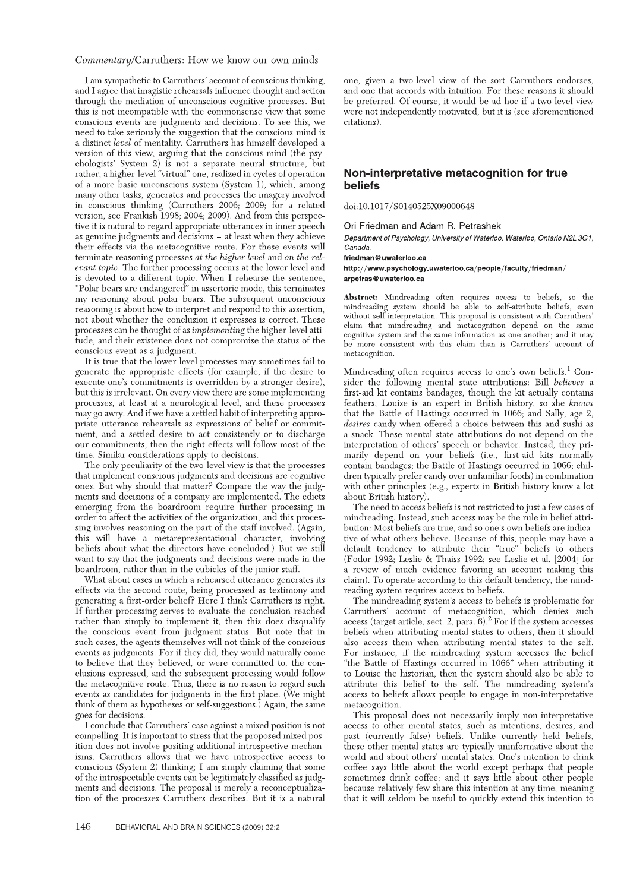I am sympathetic to Carruthers' account of conscious thinking, and I agree that imagistic rehearsals influence thought and action through the mediation of unconscious cognitive processes. But this is not incompatible with the commonsense view that some conscious events are judgments and decisions. To see this, we need to take seriously the suggestion that the conscious mind is a distinct *level* of mentality. Carruthers has himself developed a version of this view, arguing that the conscious mind (the psychologists' System 2) is not a separate neural structure, but rather, a higher-level "virtual" one, realized in cycles of operation of a more basic unconscious system (System 1), which, among many other tasks, generates and processes the imagery involved in conscious thinking (Carruthers 2006; 2009; for a related version, see Frankish 1998; 2004; 2009). And from this perspective it is natural to regard appropriate utterances in inner speech as genuine judgments and decisions – at least when they achieve their effects via the metacognitive route. For these events will terminate reasoning processes *at the higher level* and *on the relevant topic*. The further processing occurs at the lower level and is devoted to a different topic. When I rehearse the sentence, "Polar bears are endangered" in assertoric mode, this terminates my reasoning about polar bears. The subsequent unconscious reasoning is about how to interpret and respond to this assertion, not about whether the conclusion it expresses is correct. These processes can be thought of as *implementing* the higher-level attitude, and their existence does not compromise the status of the conscious event as a judgment.

It is true that the lower-level processes may sometimes fail to generate the appropriate effects (for example, if the desire to execute one's commitments is overridden by a stronger desire), but this is irrelevant. On every view there are some implementing processes, at least at a neurological level, and these processes may go awry. And if we have a settled habit of interpreting appropriate utterance rehearsals as expressions of belief or commitment, and a settled desire to act consistently or to discharge our commitments, then the right effects will follow most of the time. Similar considerations apply to decisions.

The only peculiarity of the two-level view is that the processes that implement conscious judgments and decisions are cognitive ones. But why should that matter? Compare the way the judgments and decisions of a company are implemented. The edicts emerging from the boardroom require further processing in order to affect the activities of the organization, and this processing involves reasoning on the part of the staff involved. (Again, this will have a metarepresentational character, involving beliefs about what the directors have concluded.) But we still want to say that the judgments and decisions were made in the boardroom, rather than in the cubicles of the junior staff.

What about cases in which a rehearsed utterance generates its effects via the second route, being processed as testimony and generating a first-order belief? Here I think Carruthers is right. If further processing serves to evaluate the conclusion reached rather than simply to implement it, then this does disqualify the conscious event from judgment status. But note that in such cases, the agents themselves will not think of the conscious events as judgments. For if they did, they would naturally come to believe that they believed, or were committed to, the conclusions expressed, and the subsequent processing would follow the metacognitive route. Thus, there is no reason to regard such events as candidates for judgments in the first place. (We might think of them as hypotheses or self-suggestions.) Again, the same goes for decisions.

I conclude that Carruthers' case against a mixed position is not compelling. It is important to stress that the proposed mixed position does not involve positing additional introspective mechanisms. Carruthers allows that we have introspective access to conscious (System 2) thinking; I am simply claiming that some of the introspectable events can be legitimately classified as judgments and decisions. The proposal is merely a reconceptualization of the processes Carruthers describes. But it is a natural one, given a two-level view of the sort Carruthers endorses, and one that accords with intuition. For these reasons it should be preferred. Of course, it would be ad hoc if a two-level view were not independently motivated, but it is (see aforementioned citations).

## Non-interpretative metacognition for true beliefs

doi:10.1017/S0140525X09000648

Ori Friedman and Adam R. Petrashek

*Department of Psychology, University of Waterloo, Waterloo, Ontario N2L 3G1, Canada.*

**friedman@uwaterloo.ca**

**http://www.psychology.uwaterloo.ca/people/faculty/friedman/**

**arpetras@uwaterloo.ca**

**Abstract:** Mindreading often requires access to beliefs, so the mindreading system should be able to self-attribute beliefs, even without self-interpretation. This proposal is consistent with Carruthers' claim that mindreading and metacognition depend on the same cognitive system and the same information as one another; and it may be more consistent with this claim than is Carruthers' account of metacognition.

Mindreading often requires access to one's own beliefs.[1] Consider the following mental state attributions: Bill *believes* a first-aid kit contains bandages, though the kit actually contains feathers; Louise is an expert in British history, so she *knows* that the Battle of Hastings occurred in 1066; and Sally, age 2, *desires* candy when offered a choice between this and sushi as a snack. These mental state attributions do not depend on the interpretation of others' speech or behavior. Instead, they primarily depend on your beliefs (i.e., first-aid kits normally contain bandages; the Battle of Hastings occurred in 1066; children typically prefer candy over unfamiliar foods) in combination with other principles (e.g., experts in British history know a lot about British history).

The need to access beliefs is not restricted to just a few cases of mindreading. Instead, such access may be the rule in belief attribution: Most beliefs are true, and so one's own beliefs are indicative of what others believe. Because of this, people may have a default tendency to attribute their "true" beliefs to others (Fodor 1992; Leslie & Thaiss 1992; see Leslie et al. [2004] for a review of much evidence favoring an account making this claim). To operate according to this default tendency, the mindreading system requires access to beliefs.

The mindreading system's access to beliefs is problematic for Carruthers' account of metacognition, which denies such access (target article, sect. 2, para. 6).[2] For if the system accesses beliefs when attributing mental states to others, then it should also access them when attributing mental states to the self. For instance, if the mindreading system accesses the belief "the Battle of Hastings occurred in 1066" when attributing it to Louise the historian, then the system should also be able to attribute this belief to the self. The mindreading system's access to beliefs allows people to engage in non-interpretative metacognition.

This proposal does not necessarily imply non-interpretative access to other mental states, such as intentions, desires, and past (currently false) beliefs. Unlike currently held beliefs, these other mental states are typically uninformative about the world and about others' mental states. One's intention to drink coffee says little about the world except perhaps that people sometimes drink coffee; and it says little about other people because relatively few share this intention at any time, meaning that it will seldom be useful to quickly extend this intention to